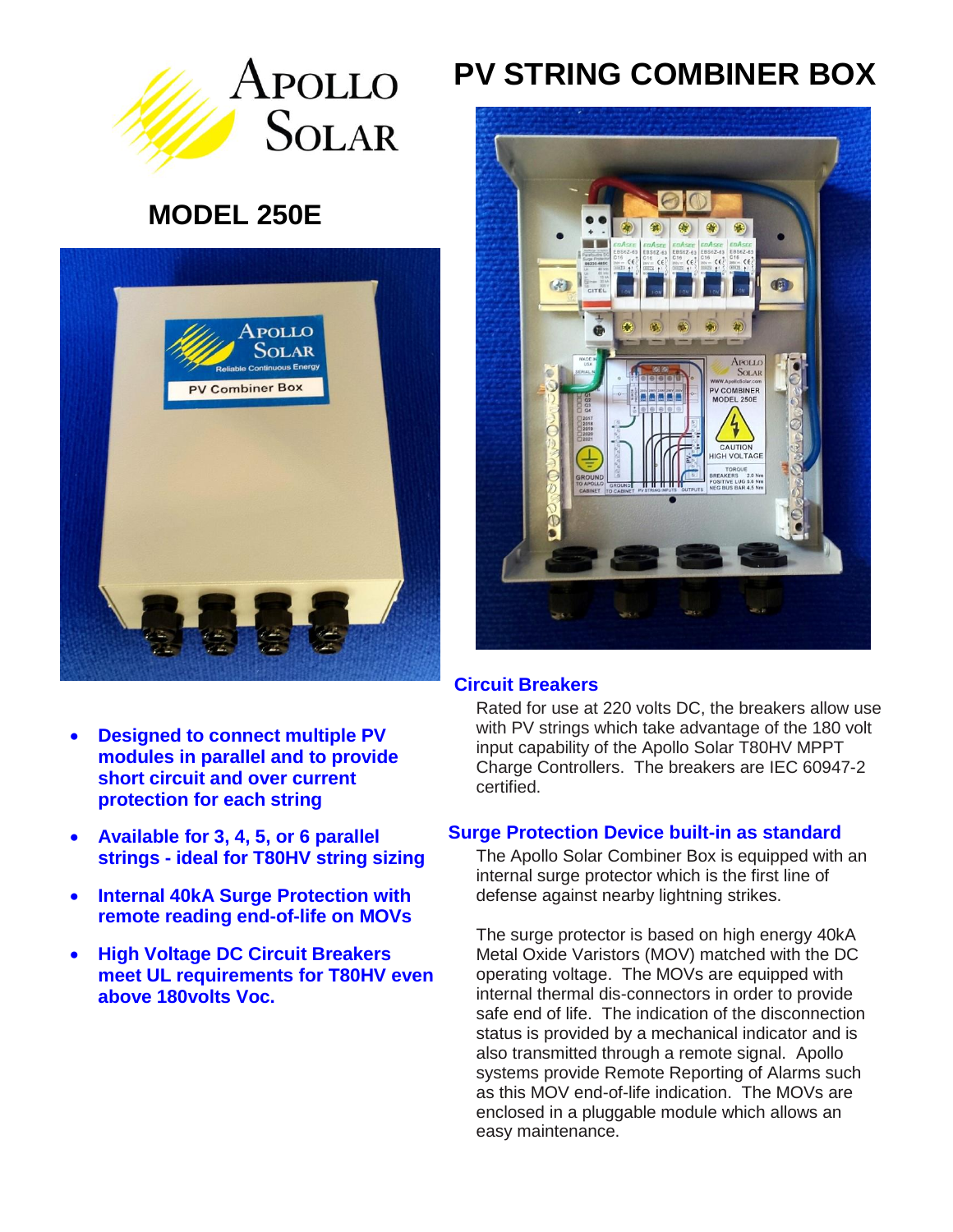# PV STRING COMBINER BOX

## MODEL 250E

- **Designed to connect multiple PV modules in parallel and to provide short circuit and over current protection for each string**
- **Available for 3, 4, 5, or 6 parallel strings - ideal for T80HV string sizing**
- **Internal 40kA Surge Protection with remote reading end-of-life on MOVs**
- **High Voltage DC Circuit Breakers meet UL requirements for T80HV even above 180volts Voc.**

### Circuit Breakers

Rated for use at 220 volts DC, the breakers allow use with PV strings which take advantage of the 180 volt input capability of the Apollo Solar T80HV MPPT Charge Controllers. The breakers are IEC 60947-2 certified.

### Surge Protection Device built-in as standard

The Apollo Solar Combiner Box is equipped with an internal surge protector which is the first line of defense against nearby lightning strikes.

The surge protector is based on high energy 40kA Metal Oxide Varistors (MOV) matched with the DC operating voltage. The MOVs are equipped with internal thermal dis-connectors in order to provide safe end of life. The indication of the disconnection status is provided by a mechanical indicator and is also transmitted through a remote signal. Apollo systems provide Remote Reporting of Alarms such as this MOV end-of-life indication. The MOVs are enclosed in a pluggable module which allows an easy maintenance.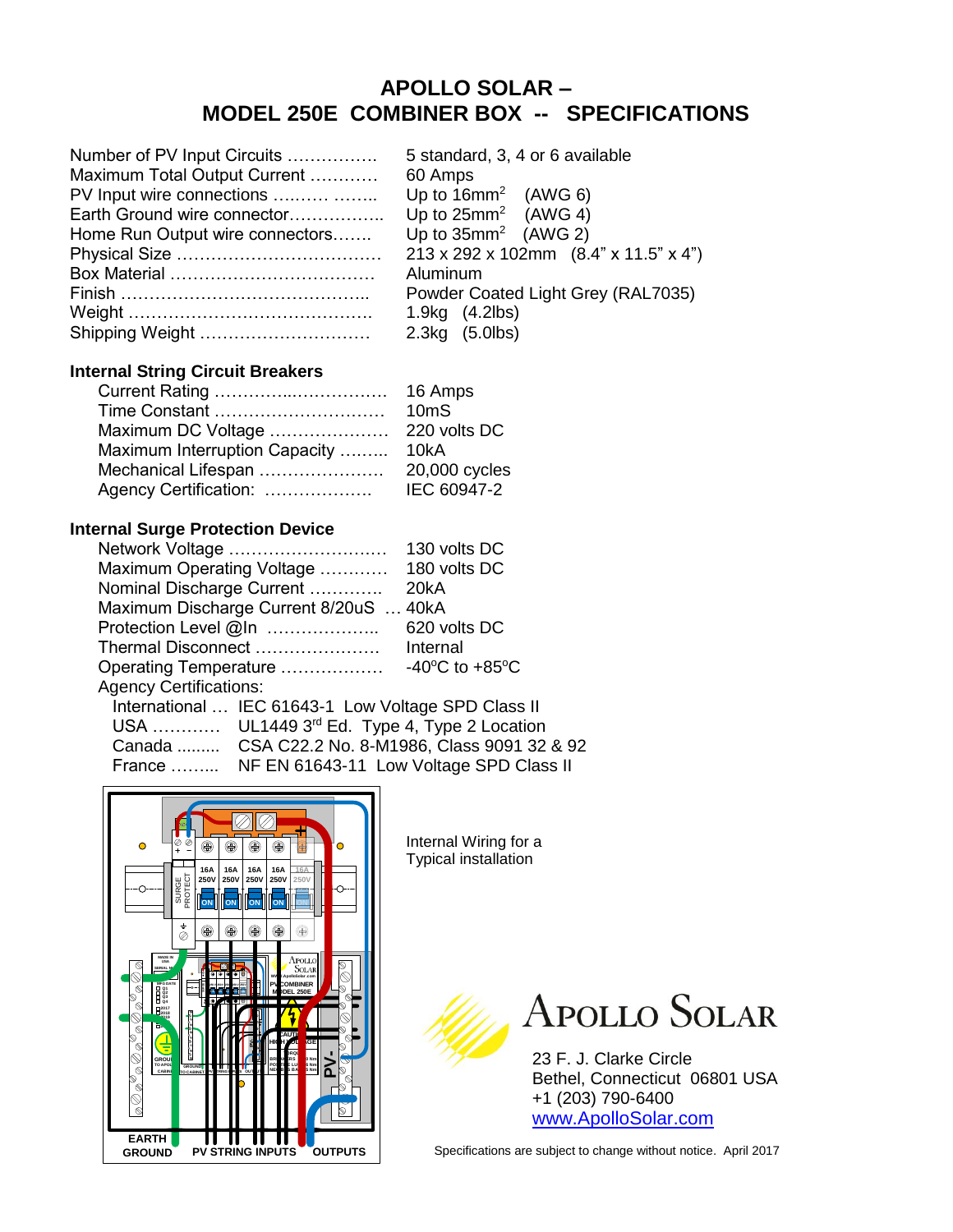# APOLLO SOLAR –
# MODEL 250E COMBINER BOX -- SPECIFICATIONS

| | |
|---|---|
| Number of PV Input Circuits ……………. | 5 standard, 3, 4 or 6 available |
| Maximum Total Output Current ………… | 60 Amps |
| PV Input wire connections ….…… …….. | Up to 16mm$^2$ (AWG 6) |
| Earth Ground wire connector…………….. | Up to 25mm$^2$ (AWG 4) |
| Home Run Output wire connectors……. | Up to 35mm$^2$ (AWG 2) |
| Physical Size ……………………………… | 213 x 292 x 102mm (8.4" x 11.5" x 4") |
| Box Material ……………………………… | Aluminum |
| Finish ……………………………………… | Powder Coated Light Grey (RAL7035) |
| Weight ……………………………………. | 1.9kg (4.2lbs) |
| Shipping Weight ………………………… | 2.3kg (5.0lbs) |

**Internal String Circuit Breakers**

| | |
|---|---|
| Current Rating …………..…………… | 16 Amps |
| Time Constant ………………………… | 10mS |
| Maximum DC Voltage ………………… | 220 volts DC |
| Maximum Interruption Capacity ……… | 10kA |
| Mechanical Lifespan ………………… | 20,000 cycles |
| Agency Certification: ………………. | IEC 60947-2 |

**Internal Surge Protection Device**

| | |
|---|---|
| Network Voltage ……………………… | 130 volts DC |
| Maximum Operating Voltage ………… | 180 volts DC |
| Nominal Discharge Current ………… | 20kA |
| Maximum Discharge Current 8/20uS … | 40kA |
| Protection Level @In ……………….. | 620 volts DC |
| Thermal Disconnect ………………… | Internal |
| Operating Temperature ……………… | -40°C to +85°C |

Agency Certifications:

| | |
|---|---|
| International … | IEC 61643-1 Low Voltage SPD Class II |
| USA ………… | UL1449 3rd Ed. Type 4, Type 2 Location |
| Canada ……… | CSA C22.2 No. 8-M1986, Class 9091 32 & 92 |
| France ……… | NF EN 61643-11 Low Voltage SPD Class II |

SURGE PROTECT
16A 250V ON
EARTH GROUND
PV STRING INPUTS
OUTPUTS
PV-

Internal Wiring for a Typical installation

APOLLO SOLAR

23 F. J. Clarke Circle
Bethel, Connecticut 06801 USA
+1 (203) 790-6400
www.ApolloSolar.com

Specifications are subject to change without notice. April 2017